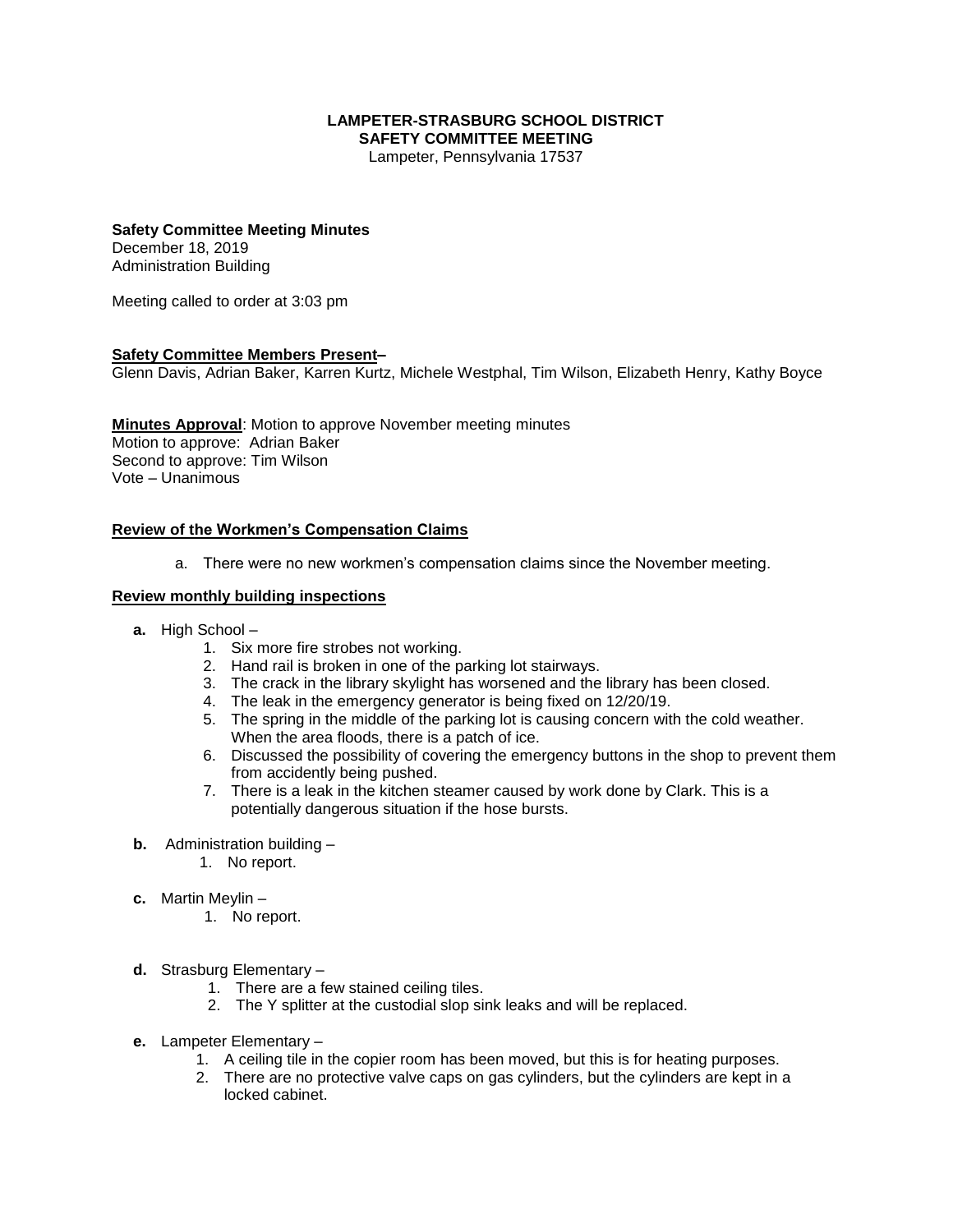**LAMPETER-STRASBURG SCHOOL DISTRICT**
**SAFETY COMMITTEE MEETING**
Lampeter, Pennsylvania 17537

**Safety Committee Meeting Minutes**
December 18, 2019
Administration Building

Meeting called to order at 3:03 pm

**Safety Committee Members Present–**
Glenn Davis, Adrian Baker, Karren Kurtz, Michele Westphal, Tim Wilson, Elizabeth Henry, Kathy Boyce

**Minutes Approval**: Motion to approve November meeting minutes
Motion to approve: Adrian Baker
Second to approve: Tim Wilson
Vote – Unanimous

**Review of the Workmen's Compensation Claims**

a. There were no new workmen's compensation claims since the November meeting.

**Review monthly building inspections**

**a.** High School –
1. Six more fire strobes not working.
2. Hand rail is broken in one of the parking lot stairways.
3. The crack in the library skylight has worsened and the library has been closed.
4. The leak in the emergency generator is being fixed on 12/20/19.
5. The spring in the middle of the parking lot is causing concern with the cold weather. When the area floods, there is a patch of ice.
6. Discussed the possibility of covering the emergency buttons in the shop to prevent them from accidently being pushed.
7. There is a leak in the kitchen steamer caused by work done by Clark. This is a potentially dangerous situation if the hose bursts.

**b.** Administration building –
1. No report.

**c.** Martin Meylin –
1. No report.

**d.** Strasburg Elementary –
1. There are a few stained ceiling tiles.
2. The Y splitter at the custodial slop sink leaks and will be replaced.

**e.** Lampeter Elementary –
1. A ceiling tile in the copier room has been moved, but this is for heating purposes.
2. There are no protective valve caps on gas cylinders, but the cylinders are kept in a locked cabinet.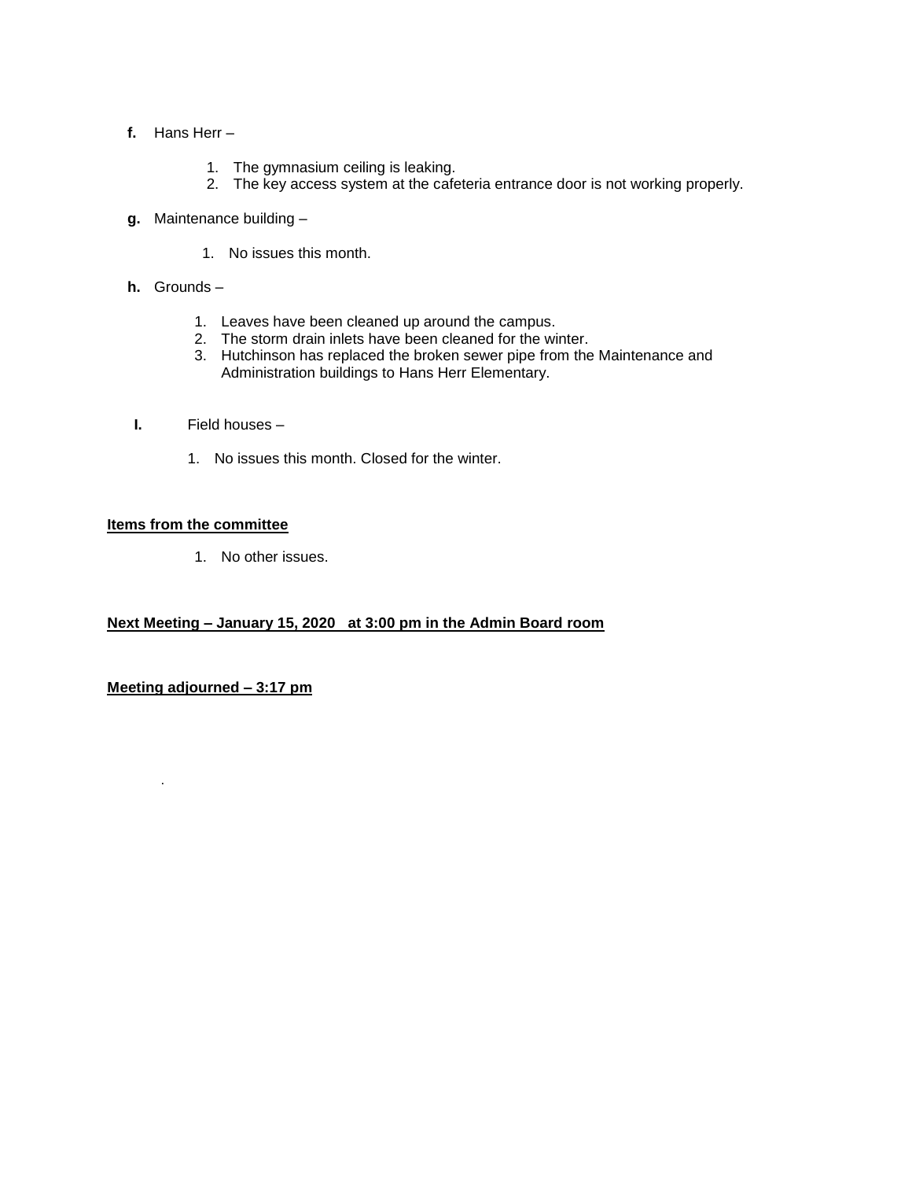**f.** Hans Herr –

1. The gymnasium ceiling is leaking.
2. The key access system at the cafeteria entrance door is not working properly.

**g.** Maintenance building –

1. No issues this month.

**h.** Grounds –

1. Leaves have been cleaned up around the campus.
2. The storm drain inlets have been cleaned for the winter.
3. Hutchinson has replaced the broken sewer pipe from the Maintenance and Administration buildings to Hans Herr Elementary.

**I.** Field houses –

1. No issues this month. Closed for the winter.

**Items from the committee**

1. No other issues.

**Next Meeting – January 15, 2020 at 3:00 pm in the Admin Board room**

**Meeting adjourned – 3:17 pm**